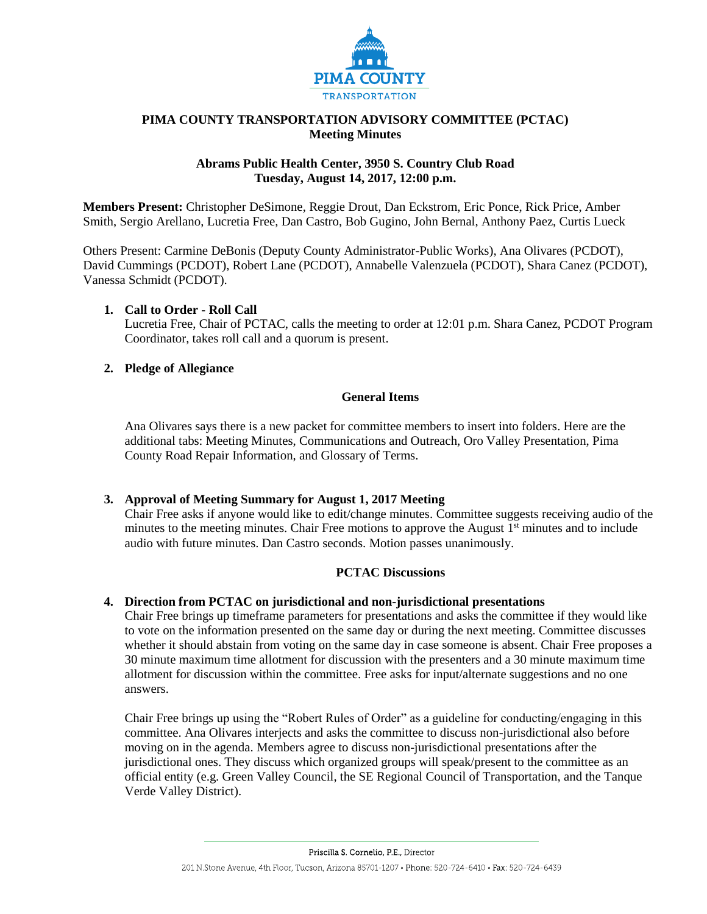PIMA COUNTY
TRANSPORTATION

# PIMA COUNTY TRANSPORTATION ADVISORY COMMITTEE (PCTAC)
## Meeting Minutes

**Abrams Public Health Center, 3950 S. Country Club Road**
**Tuesday, August 14, 2017, 12:00 p.m.**

**Members Present:** Christopher DeSimone, Reggie Drout, Dan Eckstrom, Eric Ponce, Rick Price, Amber Smith, Sergio Arellano, Lucretia Free, Dan Castro, Bob Gugino, John Bernal, Anthony Paez, Curtis Lueck

Others Present: Carmine DeBonis (Deputy County Administrator-Public Works), Ana Olivares (PCDOT), David Cummings (PCDOT), Robert Lane (PCDOT), Annabelle Valenzuela (PCDOT), Shara Canez (PCDOT), Vanessa Schmidt (PCDOT).

1. **Call to Order - Roll Call**
   Lucretia Free, Chair of PCTAC, calls the meeting to order at 12:01 p.m. Shara Canez, PCDOT Program Coordinator, takes roll call and a quorum is present.

2. **Pledge of Allegiance**

### General Items

Ana Olivares says there is a new packet for committee members to insert into folders. Here are the additional tabs: Meeting Minutes, Communications and Outreach, Oro Valley Presentation, Pima County Road Repair Information, and Glossary of Terms.

3. **Approval of Meeting Summary for August 1, 2017 Meeting**
   Chair Free asks if anyone would like to edit/change minutes. Committee suggests receiving audio of the minutes to the meeting minutes. Chair Free motions to approve the August 1st minutes and to include audio with future minutes. Dan Castro seconds. Motion passes unanimously.

### PCTAC Discussions

4. **Direction from PCTAC on jurisdictional and non-jurisdictional presentations**
   Chair Free brings up timeframe parameters for presentations and asks the committee if they would like to vote on the information presented on the same day or during the next meeting. Committee discusses whether it should abstain from voting on the same day in case someone is absent. Chair Free proposes a 30 minute maximum time allotment for discussion with the presenters and a 30 minute maximum time allotment for discussion within the committee. Free asks for input/alternate suggestions and no one answers.

   Chair Free brings up using the "Robert Rules of Order" as a guideline for conducting/engaging in this committee. Ana Olivares interjects and asks the committee to discuss non-jurisdictional also before moving on in the agenda. Members agree to discuss non-jurisdictional presentations after the jurisdictional ones. They discuss which organized groups will speak/present to the committee as an official entity (e.g. Green Valley Council, the SE Regional Council of Transportation, and the Tanque Verde Valley District).

Priscilla S. Cornelio, P.E., Director
201 N.Stone Avenue, 4th Floor, Tucson, Arizona 85701-1207 • Phone: 520-724-6410 • Fax: 520-724-6439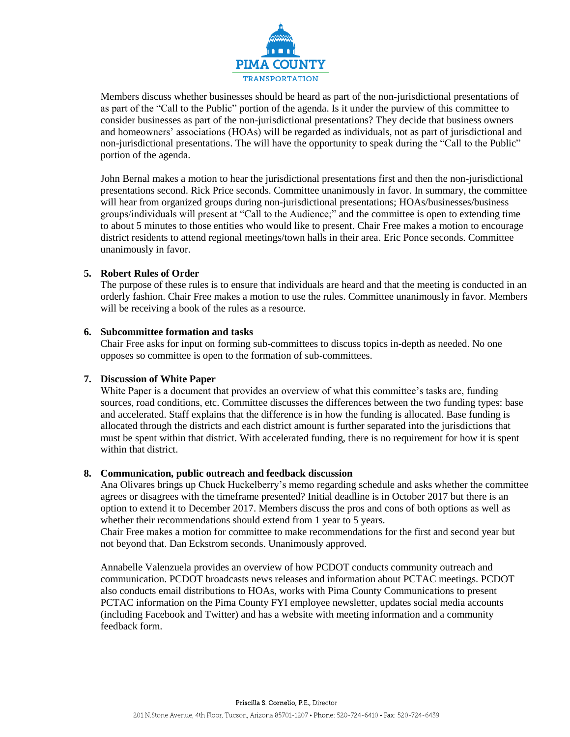Members discuss whether businesses should be heard as part of the non-jurisdictional presentations of as part of the "Call to the Public" portion of the agenda. Is it under the purview of this committee to consider businesses as part of the non-jurisdictional presentations? They decide that business owners and homeowners' associations (HOAs) will be regarded as individuals, not as part of jurisdictional and non-jurisdictional presentations. The will have the opportunity to speak during the "Call to the Public" portion of the agenda.

John Bernal makes a motion to hear the jurisdictional presentations first and then the non-jurisdictional presentations second. Rick Price seconds. Committee unanimously in favor. In summary, the committee will hear from organized groups during non-jurisdictional presentations; HOAs/businesses/business groups/individuals will present at "Call to the Audience;" and the committee is open to extending time to about 5 minutes to those entities who would like to present. Chair Free makes a motion to encourage district residents to attend regional meetings/town halls in their area. Eric Ponce seconds. Committee unanimously in favor.

5. **Robert Rules of Order**
   The purpose of these rules is to ensure that individuals are heard and that the meeting is conducted in an orderly fashion. Chair Free makes a motion to use the rules. Committee unanimously in favor. Members will be receiving a book of the rules as a resource.

6. **Subcommittee formation and tasks**
   Chair Free asks for input on forming sub-committees to discuss topics in-depth as needed. No one opposes so committee is open to the formation of sub-committees.

7. **Discussion of White Paper**
   White Paper is a document that provides an overview of what this committee's tasks are, funding sources, road conditions, etc. Committee discusses the differences between the two funding types: base and accelerated. Staff explains that the difference is in how the funding is allocated. Base funding is allocated through the districts and each district amount is further separated into the jurisdictions that must be spent within that district. With accelerated funding, there is no requirement for how it is spent within that district.

8. **Communication, public outreach and feedback discussion**
   Ana Olivares brings up Chuck Huckelberry's memo regarding schedule and asks whether the committee agrees or disagrees with the timeframe presented? Initial deadline is in October 2017 but there is an option to extend it to December 2017. Members discuss the pros and cons of both options as well as whether their recommendations should extend from 1 year to 5 years.
   Chair Free makes a motion for committee to make recommendations for the first and second year but not beyond that. Dan Eckstrom seconds. Unanimously approved.

   Annabelle Valenzuela provides an overview of how PCDOT conducts community outreach and communication. PCDOT broadcasts news releases and information about PCTAC meetings. PCDOT also conducts email distributions to HOAs, works with Pima County Communications to present PCTAC information on the Pima County FYI employee newsletter, updates social media accounts (including Facebook and Twitter) and has a website with meeting information and a community feedback form.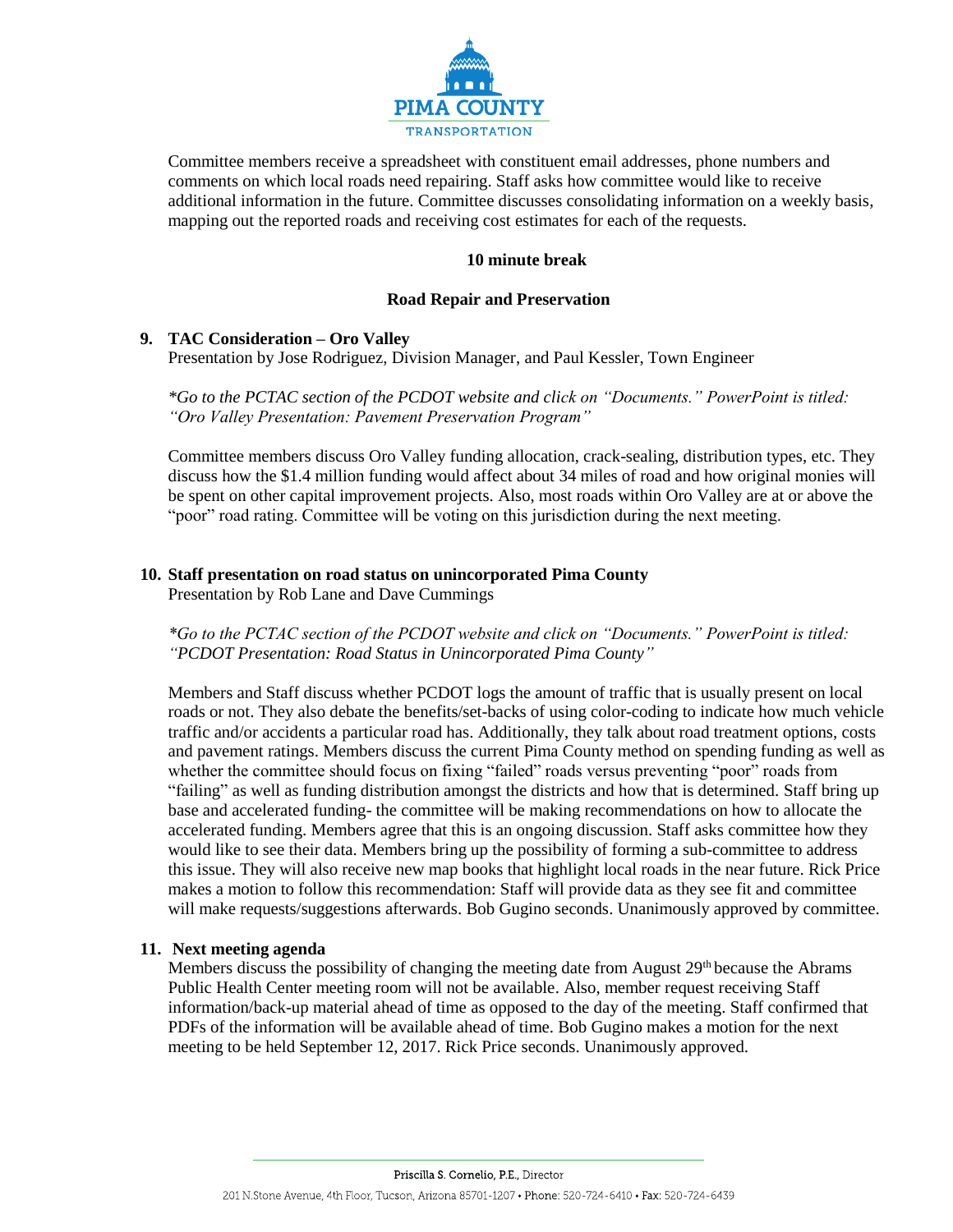Committee members receive a spreadsheet with constituent email addresses, phone numbers and comments on which local roads need repairing. Staff asks how committee would like to receive additional information in the future. Committee discusses consolidating information on a weekly basis, mapping out the reported roads and receiving cost estimates for each of the requests.

**10 minute break**

**Road Repair and Preservation**

**9. TAC Consideration – Oro Valley**

Presentation by Jose Rodriguez, Division Manager, and Paul Kessler, Town Engineer

*\*Go to the PCTAC section of the PCDOT website and click on "Documents." PowerPoint is titled: "Oro Valley Presentation: Pavement Preservation Program"*

Committee members discuss Oro Valley funding allocation, crack-sealing, distribution types, etc. They discuss how the $1.4 million funding would affect about 34 miles of road and how original monies will be spent on other capital improvement projects. Also, most roads within Oro Valley are at or above the "poor" road rating. Committee will be voting on this jurisdiction during the next meeting.

**10. Staff presentation on road status on unincorporated Pima County**

Presentation by Rob Lane and Dave Cummings

*\*Go to the PCTAC section of the PCDOT website and click on "Documents." PowerPoint is titled: "PCDOT Presentation: Road Status in Unincorporated Pima County"*

Members and Staff discuss whether PCDOT logs the amount of traffic that is usually present on local roads or not. They also debate the benefits/set-backs of using color-coding to indicate how much vehicle traffic and/or accidents a particular road has. Additionally, they talk about road treatment options, costs and pavement ratings. Members discuss the current Pima County method on spending funding as well as whether the committee should focus on fixing "failed" roads versus preventing "poor" roads from "failing" as well as funding distribution amongst the districts and how that is determined. Staff bring up base and accelerated funding- the committee will be making recommendations on how to allocate the accelerated funding. Members agree that this is an ongoing discussion. Staff asks committee how they would like to see their data. Members bring up the possibility of forming a sub-committee to address this issue. They will also receive new map books that highlight local roads in the near future. Rick Price makes a motion to follow this recommendation: Staff will provide data as they see fit and committee will make requests/suggestions afterwards. Bob Gugino seconds. Unanimously approved by committee.

**11. Next meeting agenda**

Members discuss the possibility of changing the meeting date from August 29th because the Abrams Public Health Center meeting room will not be available. Also, member request receiving Staff information/back-up material ahead of time as opposed to the day of the meeting. Staff confirmed that PDFs of the information will be available ahead of time. Bob Gugino makes a motion for the next meeting to be held September 12, 2017. Rick Price seconds. Unanimously approved.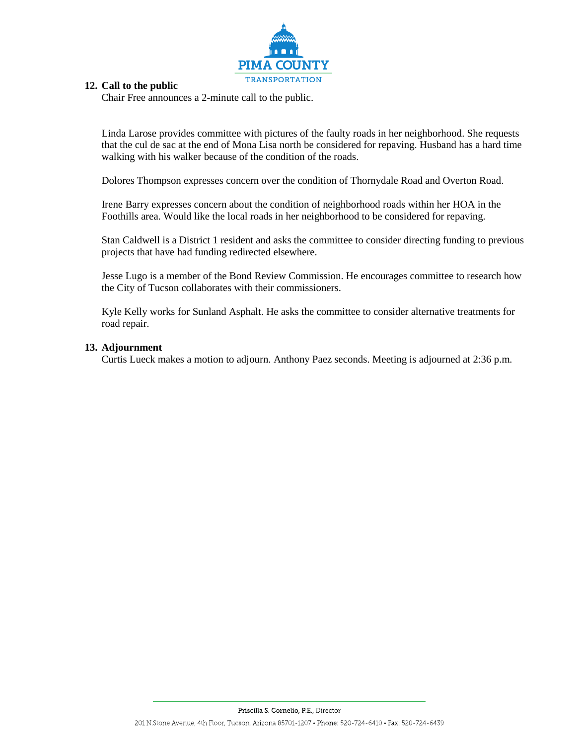**12. Call to the public**

Chair Free announces a 2-minute call to the public.

Linda Larose provides committee with pictures of the faulty roads in her neighborhood. She requests that the cul de sac at the end of Mona Lisa north be considered for repaving. Husband has a hard time walking with his walker because of the condition of the roads.

Dolores Thompson expresses concern over the condition of Thornydale Road and Overton Road.

Irene Barry expresses concern about the condition of neighborhood roads within her HOA in the Foothills area. Would like the local roads in her neighborhood to be considered for repaving.

Stan Caldwell is a District 1 resident and asks the committee to consider directing funding to previous projects that have had funding redirected elsewhere.

Jesse Lugo is a member of the Bond Review Commission. He encourages committee to research how the City of Tucson collaborates with their commissioners.

Kyle Kelly works for Sunland Asphalt. He asks the committee to consider alternative treatments for road repair.

**13. Adjournment**

Curtis Lueck makes a motion to adjourn. Anthony Paez seconds. Meeting is adjourned at 2:36 p.m.